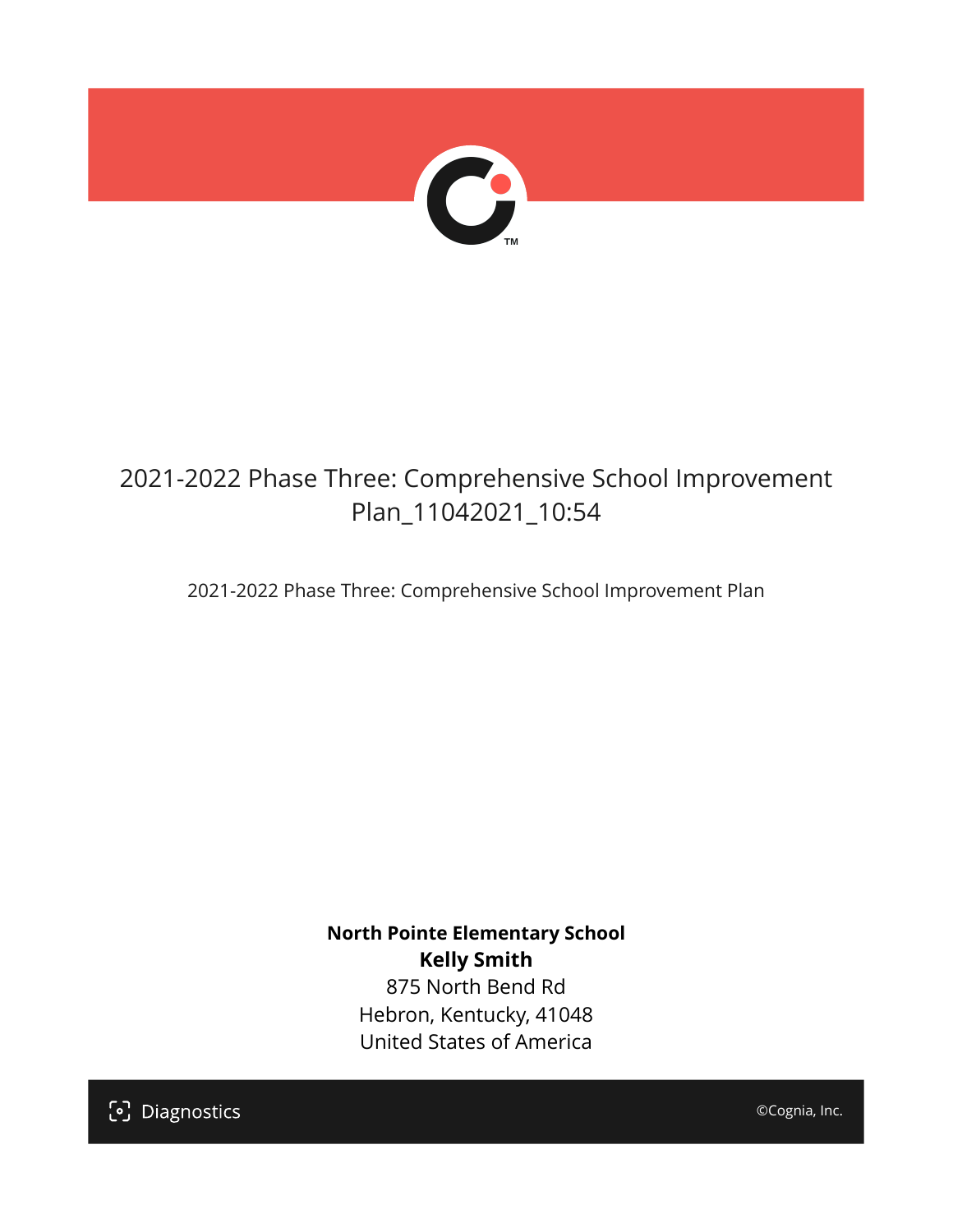# 2021-2022 Phase Three: Comprehensive School Improvement Plan_11042021_10:54

2021-2022 Phase Three: Comprehensive School Improvement Plan

**North Pointe Elementary School**
**Kelly Smith**
875 North Bend Rd
Hebron, Kentucky, 41048
United States of America

Diagnostics

©Cognia, Inc.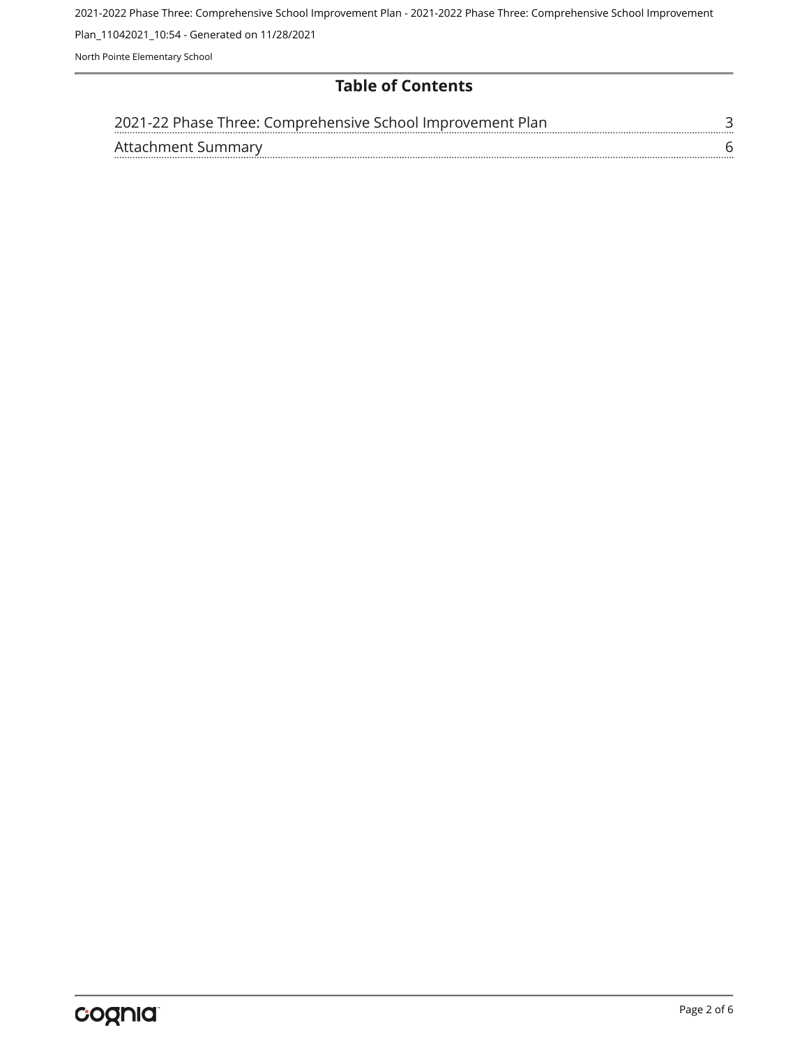## Table of Contents

| | |
|---|---|
| 2021-22 Phase Three: Comprehensive School Improvement Plan | 3 |
| Attachment Summary | 6 |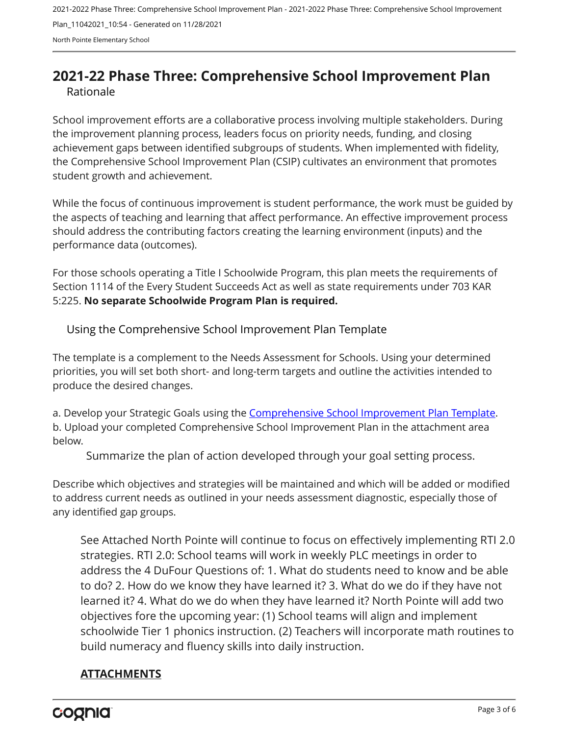# 2021-22 Phase Three: Comprehensive School Improvement Plan

## Rationale

School improvement efforts are a collaborative process involving multiple stakeholders. During the improvement planning process, leaders focus on priority needs, funding, and closing achievement gaps between identified subgroups of students. When implemented with fidelity, the Comprehensive School Improvement Plan (CSIP) cultivates an environment that promotes student growth and achievement.

While the focus of continuous improvement is student performance, the work must be guided by the aspects of teaching and learning that affect performance. An effective improvement process should address the contributing factors creating the learning environment (inputs) and the performance data (outcomes).

For those schools operating a Title I Schoolwide Program, this plan meets the requirements of Section 1114 of the Every Student Succeeds Act as well as state requirements under 703 KAR 5:225. **No separate Schoolwide Program Plan is required.**

## Using the Comprehensive School Improvement Plan Template

The template is a complement to the Needs Assessment for Schools. Using your determined priorities, you will set both short- and long-term targets and outline the activities intended to produce the desired changes.

a. Develop your Strategic Goals using the Comprehensive School Improvement Plan Template.
b. Upload your completed Comprehensive School Improvement Plan in the attachment area below.

### Summarize the plan of action developed through your goal setting process.

Describe which objectives and strategies will be maintained and which will be added or modified to address current needs as outlined in your needs assessment diagnostic, especially those of any identified gap groups.

See Attached North Pointe will continue to focus on effectively implementing RTI 2.0 strategies. RTI 2.0: School teams will work in weekly PLC meetings in order to address the 4 DuFour Questions of: 1. What do students need to know and be able to do? 2. How do we know they have learned it? 3. What do we do if they have not learned it? 4. What do we do when they have learned it? North Pointe will add two objectives fore the upcoming year: (1) School teams will align and implement schoolwide Tier 1 phonics instruction. (2) Teachers will incorporate math routines to build numeracy and fluency skills into daily instruction.

**ATTACHMENTS**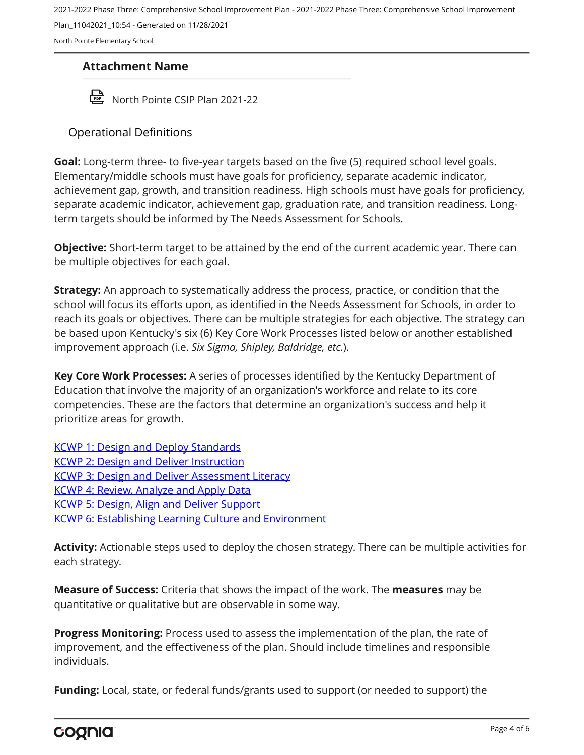### Attachment Name

North Pointe CSIP Plan 2021-22

## Operational Definitions

**Goal:** Long-term three- to five-year targets based on the five (5) required school level goals. Elementary/middle schools must have goals for proficiency, separate academic indicator, achievement gap, growth, and transition readiness. High schools must have goals for proficiency, separate academic indicator, achievement gap, graduation rate, and transition readiness. Long-term targets should be informed by The Needs Assessment for Schools.

**Objective:** Short-term target to be attained by the end of the current academic year. There can be multiple objectives for each goal.

**Strategy:** An approach to systematically address the process, practice, or condition that the school will focus its efforts upon, as identified in the Needs Assessment for Schools, in order to reach its goals or objectives. There can be multiple strategies for each objective. The strategy can be based upon Kentucky's six (6) Key Core Work Processes listed below or another established improvement approach (i.e. *Six Sigma, Shipley, Baldridge, etc.*).

**Key Core Work Processes:** A series of processes identified by the Kentucky Department of Education that involve the majority of an organization's workforce and relate to its core competencies. These are the factors that determine an organization's success and help it prioritize areas for growth.

KCWP 1: Design and Deploy Standards
KCWP 2: Design and Deliver Instruction
KCWP 3: Design and Deliver Assessment Literacy
KCWP 4: Review, Analyze and Apply Data
KCWP 5: Design, Align and Deliver Support
KCWP 6: Establishing Learning Culture and Environment

**Activity:** Actionable steps used to deploy the chosen strategy. There can be multiple activities for each strategy.

**Measure of Success:** Criteria that shows the impact of the work. The **measures** may be quantitative or qualitative but are observable in some way.

**Progress Monitoring:** Process used to assess the implementation of the plan, the rate of improvement, and the effectiveness of the plan. Should include timelines and responsible individuals.

**Funding:** Local, state, or federal funds/grants used to support (or needed to support) the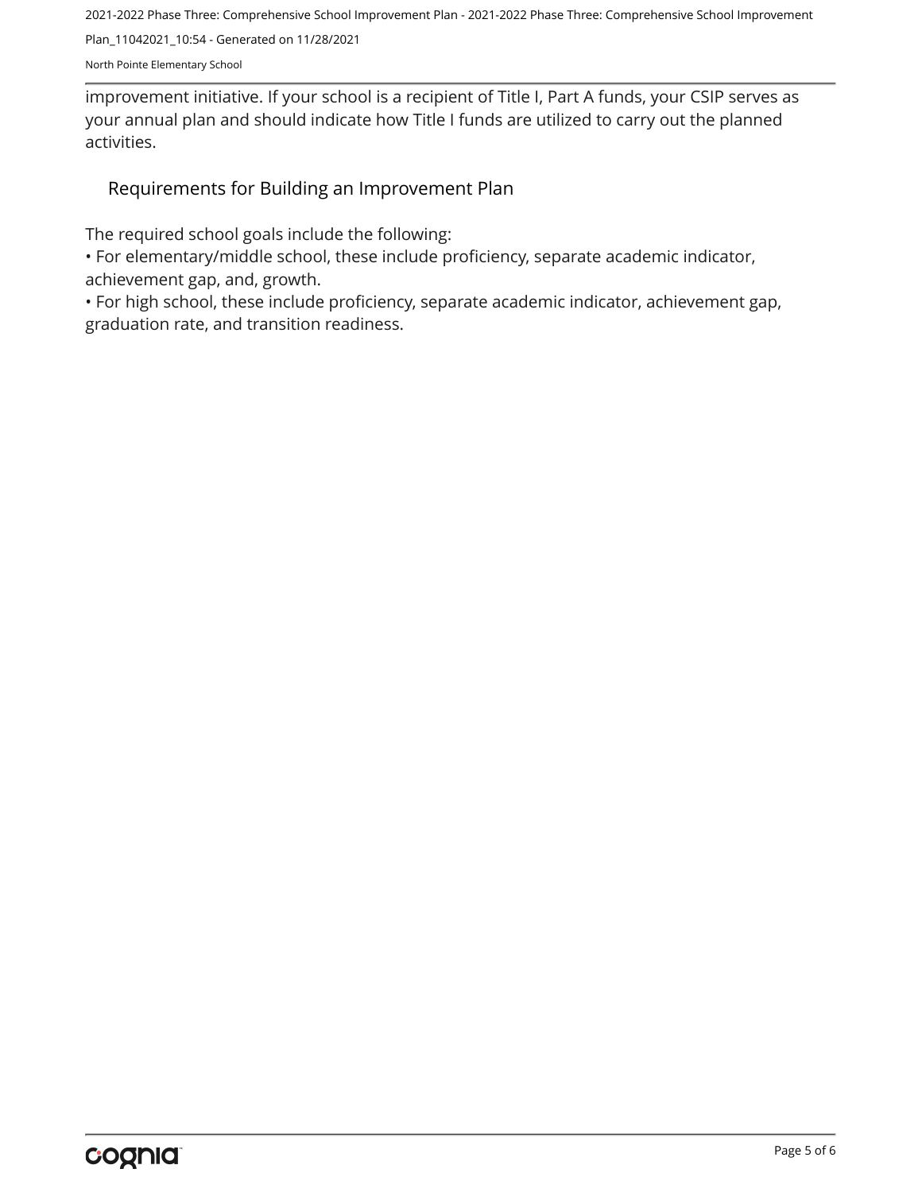improvement initiative. If your school is a recipient of Title I, Part A funds, your CSIP serves as your annual plan and should indicate how Title I funds are utilized to carry out the planned activities.

## Requirements for Building an Improvement Plan

The required school goals include the following:

- For elementary/middle school, these include proficiency, separate academic indicator, achievement gap, and, growth.
- For high school, these include proficiency, separate academic indicator, achievement gap, graduation rate, and transition readiness.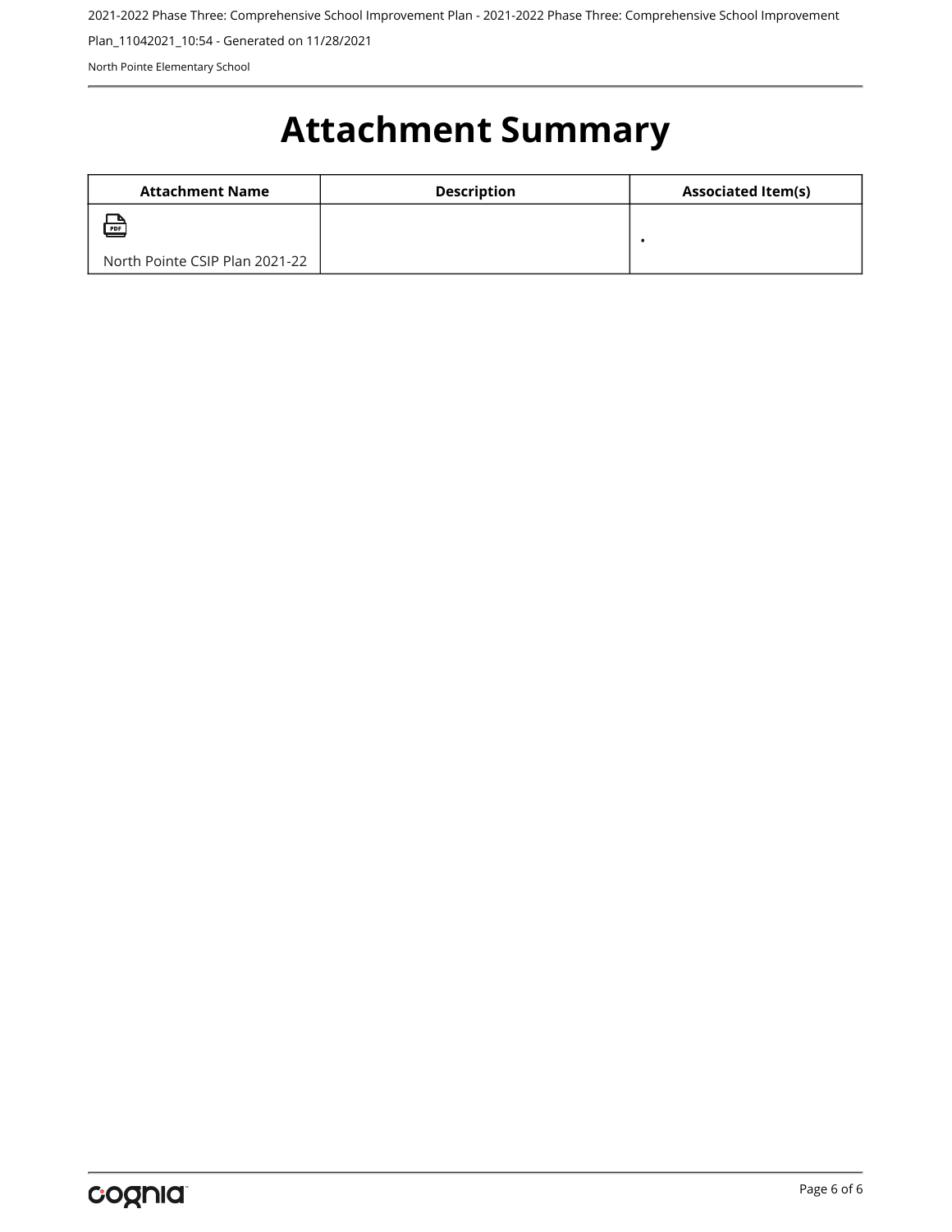# Attachment Summary

| Attachment Name | Description | Associated Item(s) |
| --- | --- | --- |
| North Pointe CSIP Plan 2021-22 | | • |